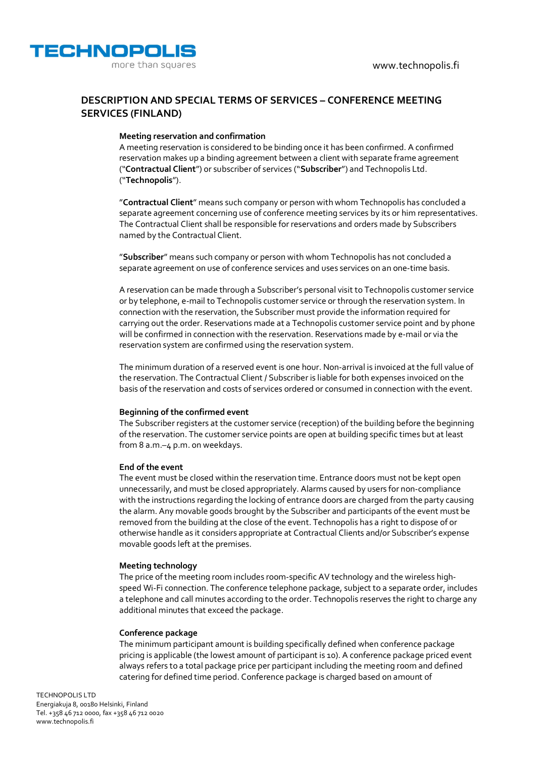# DESCRIPTION AND SPECIAL TERMS OF SERVICES – CONFERENCE MEETING SERVICES (FINLAND)

### Meeting reservation and confirmation

A meeting reservation is considered to be binding once it has been confirmed. A confirmed reservation makes up a binding agreement between a client with separate frame agreement ("**Contractual Client**") or subscriber of services ("**Subscriber**") and Technopolis Ltd. ("**Technopolis**").

"**Contractual Client**" means such company or person with whom Technopolis has concluded a separate agreement concerning use of conference meeting services by its or him representatives. The Contractual Client shall be responsible for reservations and orders made by Subscribers named by the Contractual Client.

"**Subscriber**" means such company or person with whom Technopolis has not concluded a separate agreement on use of conference services and uses services on an one-time basis.

A reservation can be made through a Subscriber's personal visit to Technopolis customer service or by telephone, e-mail to Technopolis customer service or through the reservation system. In connection with the reservation, the Subscriber must provide the information required for carrying out the order. Reservations made at a Technopolis customer service point and by phone will be confirmed in connection with the reservation. Reservations made by e-mail or via the reservation system are confirmed using the reservation system.

The minimum duration of a reserved event is one hour. Non-arrival is invoiced at the full value of the reservation. The Contractual Client / Subscriber is liable for both expenses invoiced on the basis of the reservation and costs of services ordered or consumed in connection with the event.

### Beginning of the confirmed event

The Subscriber registers at the customer service (reception) of the building before the beginning of the reservation. The customer service points are open at building specific times but at least from 8 a.m.–4 p.m. on weekdays.

### End of the event

The event must be closed within the reservation time. Entrance doors must not be kept open unnecessarily, and must be closed appropriately. Alarms caused by users for non-compliance with the instructions regarding the locking of entrance doors are charged from the party causing the alarm. Any movable goods brought by the Subscriber and participants of the event must be removed from the building at the close of the event. Technopolis has a right to dispose of or otherwise handle as it considers appropriate at Contractual Clients and/or Subscriber's expense movable goods left at the premises.

### Meeting technology

The price of the meeting room includes room-specific AV technology and the wireless high-speed Wi-Fi connection. The conference telephone package, subject to a separate order, includes a telephone and call minutes according to the order. Technopolis reserves the right to charge any additional minutes that exceed the package.

### Conference package

The minimum participant amount is building specifically defined when conference package pricing is applicable (the lowest amount of participant is 10). A conference package priced event always refers to a total package price per participant including the meeting room and defined catering for defined time period. Conference package is charged based on amount of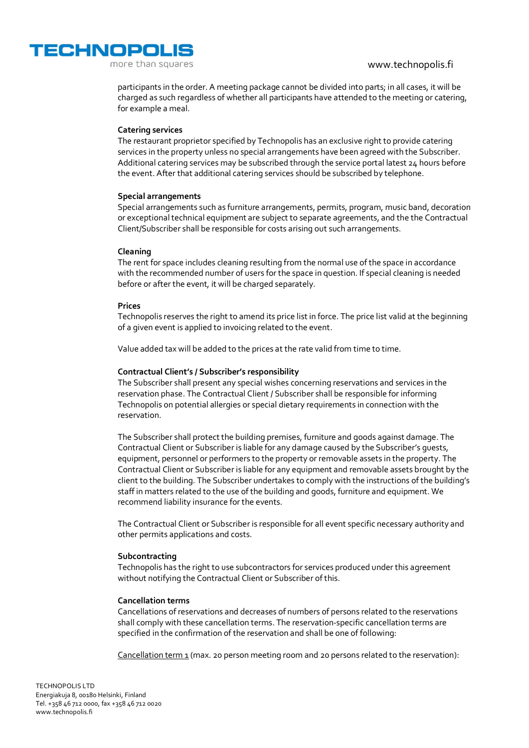participants in the order. A meeting package cannot be divided into parts; in all cases, it will be charged as such regardless of whether all participants have attended to the meeting or catering, for example a meal.

**Catering services**

The restaurant proprietor specified by Technopolis has an exclusive right to provide catering services in the property unless no special arrangements have been agreed with the Subscriber. Additional catering services may be subscribed through the service portal latest 24 hours before the event. After that additional catering services should be subscribed by telephone.

**Special arrangements**

Special arrangements such as furniture arrangements, permits, program, music band, decoration or exceptional technical equipment are subject to separate agreements, and the the Contractual Client/Subscriber shall be responsible for costs arising out such arrangements.

**Cleaning**

The rent for space includes cleaning resulting from the normal use of the space in accordance with the recommended number of users for the space in question. If special cleaning is needed before or after the event, it will be charged separately.

**Prices**

Technopolis reserves the right to amend its price list in force. The price list valid at the beginning of a given event is applied to invoicing related to the event.

Value added tax will be added to the prices at the rate valid from time to time.

**Contractual Client's / Subscriber's responsibility**

The Subscriber shall present any special wishes concerning reservations and services in the reservation phase. The Contractual Client / Subscriber shall be responsible for informing Technopolis on potential allergies or special dietary requirements in connection with the reservation.

The Subscriber shall protect the building premises, furniture and goods against damage. The Contractual Client or Subscriber is liable for any damage caused by the Subscriber's guests, equipment, personnel or performers to the property or removable assets in the property. The Contractual Client or Subscriber is liable for any equipment and removable assets brought by the client to the building. The Subscriber undertakes to comply with the instructions of the building's staff in matters related to the use of the building and goods, furniture and equipment. We recommend liability insurance for the events.

The Contractual Client or Subscriber is responsible for all event specific necessary authority and other permits applications and costs.

**Subcontracting**

Technopolis has the right to use subcontractors for services produced under this agreement without notifying the Contractual Client or Subscriber of this.

**Cancellation terms**

Cancellations of reservations and decreases of numbers of persons related to the reservations shall comply with these cancellation terms. The reservation-specific cancellation terms are specified in the confirmation of the reservation and shall be one of following:

<u>Cancellation term 1</u> (max. 20 person meeting room and 20 persons related to the reservation):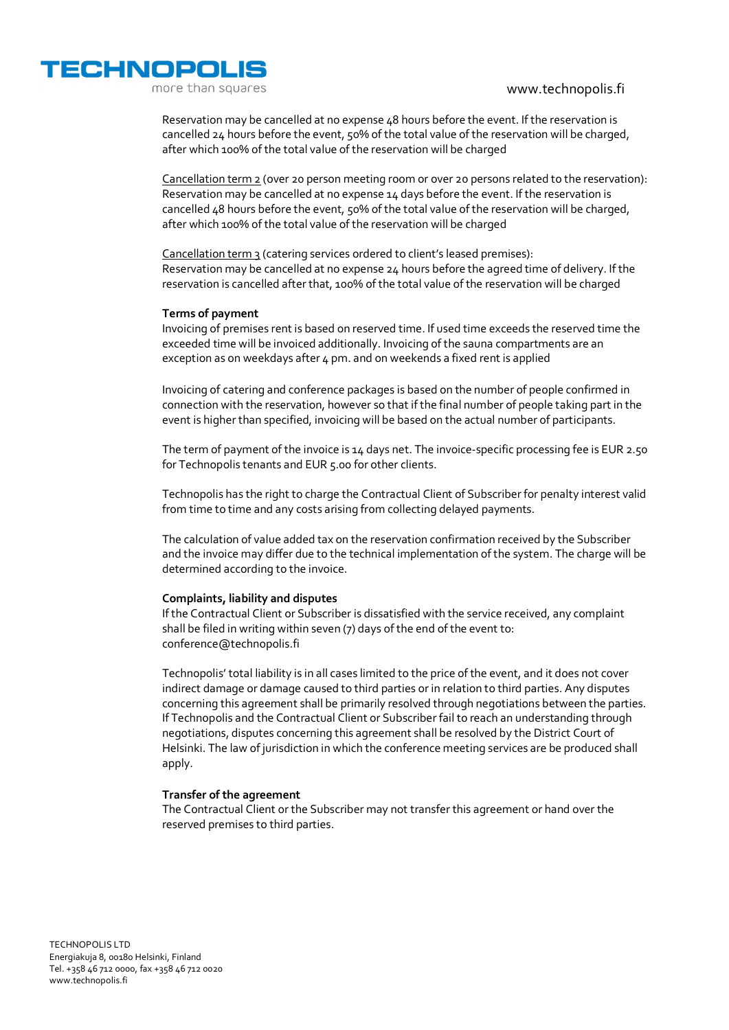Reservation may be cancelled at no expense 48 hours before the event. If the reservation is cancelled 24 hours before the event, 50% of the total value of the reservation will be charged, after which 100% of the total value of the reservation will be charged

Cancellation term 2 (over 20 person meeting room or over 20 persons related to the reservation): Reservation may be cancelled at no expense 14 days before the event. If the reservation is cancelled 48 hours before the event, 50% of the total value of the reservation will be charged, after which 100% of the total value of the reservation will be charged

Cancellation term 3 (catering services ordered to client's leased premises):
Reservation may be cancelled at no expense 24 hours before the agreed time of delivery. If the reservation is cancelled after that, 100% of the total value of the reservation will be charged

**Terms of payment**

Invoicing of premises rent is based on reserved time. If used time exceeds the reserved time the exceeded time will be invoiced additionally. Invoicing of the sauna compartments are an exception as on weekdays after 4 pm. and on weekends a fixed rent is applied

Invoicing of catering and conference packages is based on the number of people confirmed in connection with the reservation, however so that if the final number of people taking part in the event is higher than specified, invoicing will be based on the actual number of participants.

The term of payment of the invoice is 14 days net. The invoice-specific processing fee is EUR 2.50 for Technopolis tenants and EUR 5.00 for other clients.

Technopolis has the right to charge the Contractual Client of Subscriber for penalty interest valid from time to time and any costs arising from collecting delayed payments.

The calculation of value added tax on the reservation confirmation received by the Subscriber and the invoice may differ due to the technical implementation of the system. The charge will be determined according to the invoice.

**Complaints, liability and disputes**

If the Contractual Client or Subscriber is dissatisfied with the service received, any complaint shall be filed in writing within seven (7) days of the end of the event to: conference@technopolis.fi

Technopolis' total liability is in all cases limited to the price of the event, and it does not cover indirect damage or damage caused to third parties or in relation to third parties. Any disputes concerning this agreement shall be primarily resolved through negotiations between the parties. If Technopolis and the Contractual Client or Subscriber fail to reach an understanding through negotiations, disputes concerning this agreement shall be resolved by the District Court of Helsinki. The law of jurisdiction in which the conference meeting services are be produced shall apply.

**Transfer of the agreement**

The Contractual Client or the Subscriber may not transfer this agreement or hand over the reserved premises to third parties.